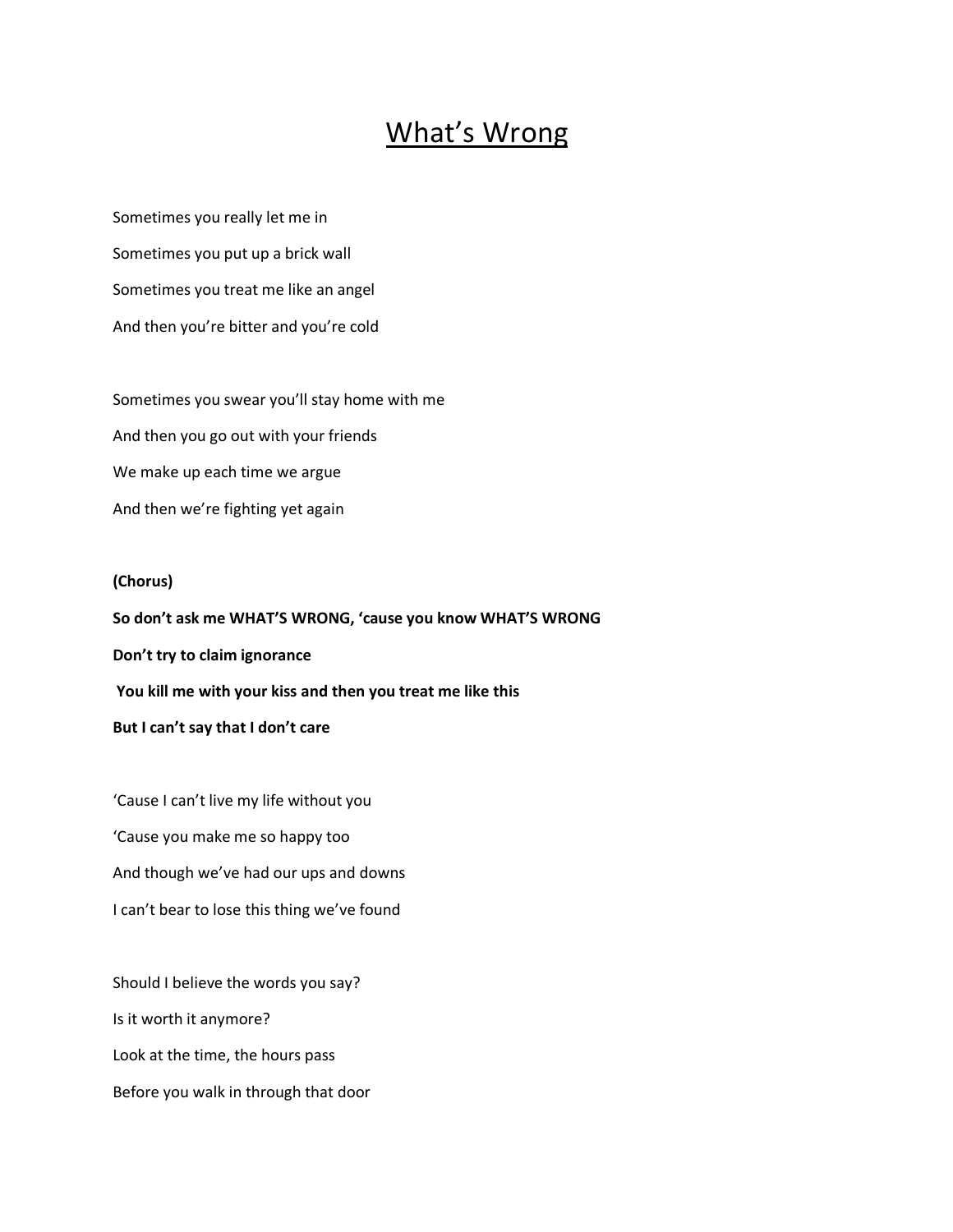# What's Wrong

Sometimes you really let me in

Sometimes you put up a brick wall

Sometimes you treat me like an angel

And then you're bitter and you're cold

Sometimes you swear you'll stay home with me

And then you go out with your friends

We make up each time we argue

And then we're fighting yet again

**(Chorus)**

**So don't ask me WHAT'S WRONG, 'cause you know WHAT'S WRONG**

**Don't try to claim ignorance**

**You kill me with your kiss and then you treat me like this**

**But I can't say that I don't care**

'Cause I can't live my life without you

'Cause you make me so happy too

And though we've had our ups and downs

I can't bear to lose this thing we've found

Should I believe the words you say?

Is it worth it anymore?

Look at the time, the hours pass

Before you walk in through that door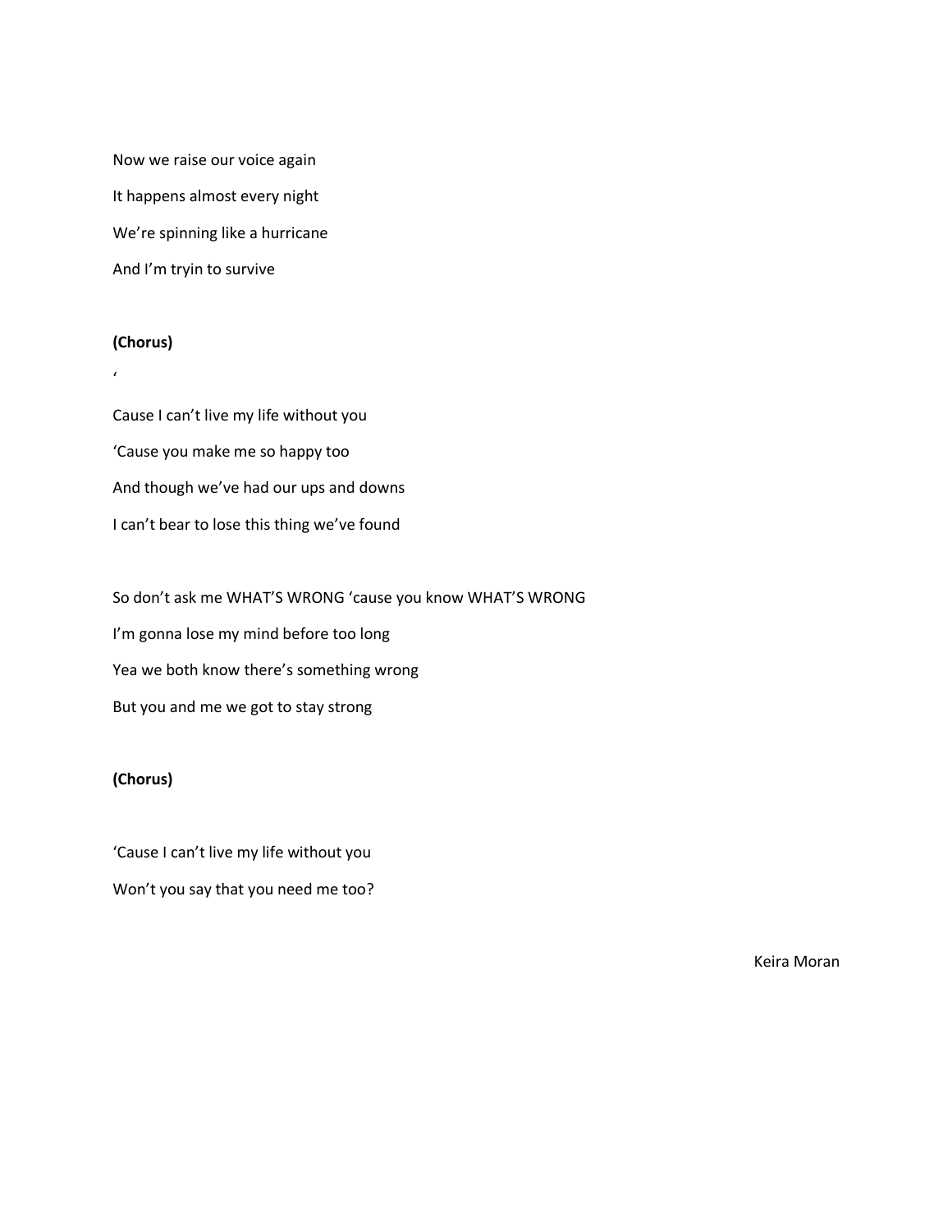Now we raise our voice again

It happens almost every night

We're spinning like a hurricane

And I'm tryin to survive

**(Chorus)**

'

Cause I can't live my life without you

'Cause you make me so happy too

And though we've had our ups and downs

I can't bear to lose this thing we've found

So don't ask me WHAT'S WRONG 'cause you know WHAT'S WRONG

I'm gonna lose my mind before too long

Yea we both know there's something wrong

But you and me we got to stay strong

**(Chorus)**

'Cause I can't live my life without you

Won't you say that you need me too?

Keira Moran